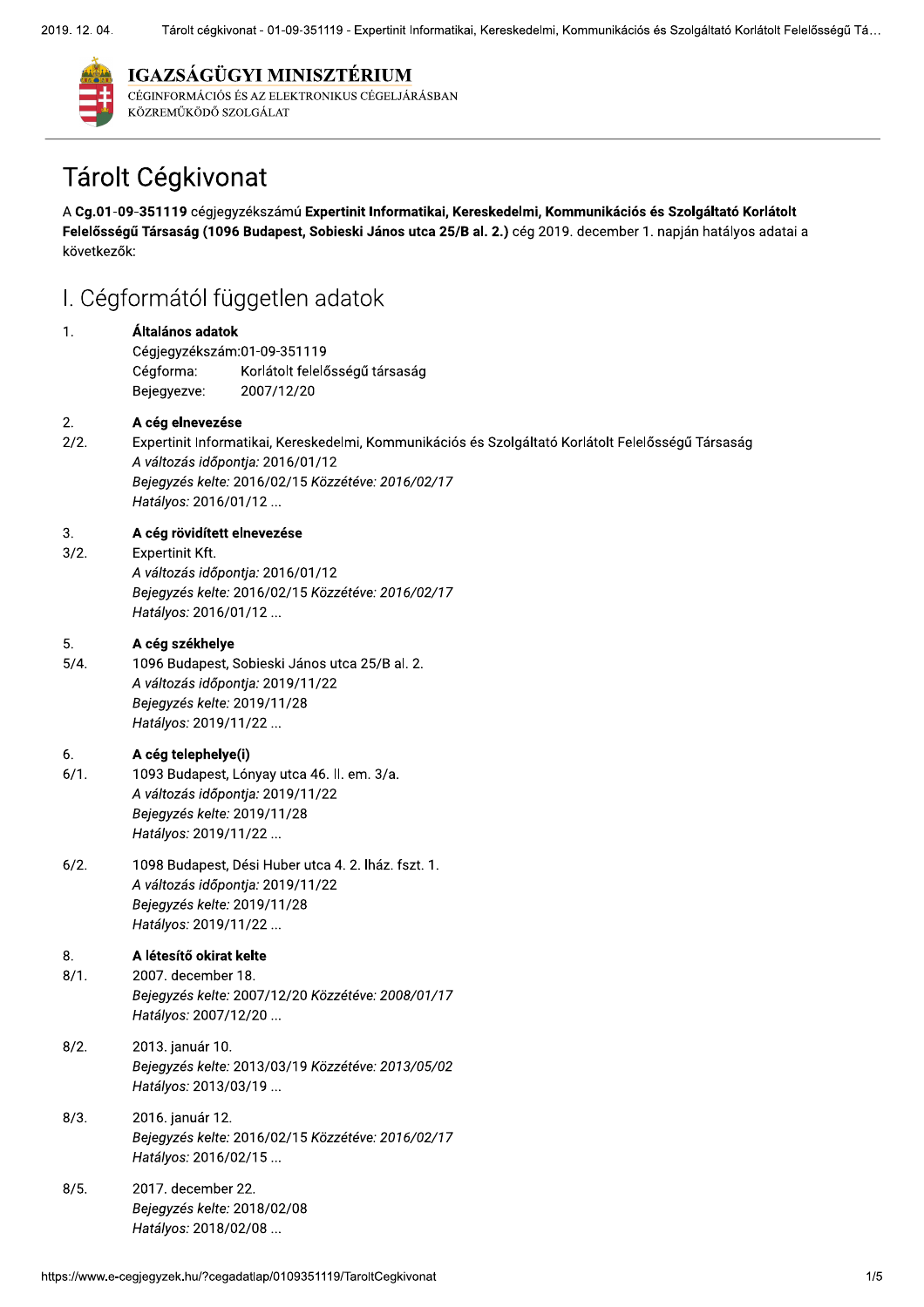**IGAZSÁGÜGYI MINISZTÉRIUM**
CÉGINFORMÁCIÓS ÉS AZ ELEKTRONIKUS CÉGELJÁRÁSBAN KÖZREMŰKÖDŐ SZOLGÁLAT

# Tárolt Cégkivonat

A **Cg.01-09-351119** cégjegyzékszámú **Expertinit Informatikai, Kereskedelmi, Kommunikációs és Szolgáltató Korlátolt Felelősségű Társaság (1096 Budapest, Sobieski János utca 25/B al. 2.)** cég 2019. december 1. napján hatályos adatai a következők:

## I. Cégformától független adatok

1. **Általános adatok**
   Cégjegyzékszám: 01-09-351119
   Cégforma: Korlátolt felelősségű társaság
   Bejegyezve: 2007/12/20

2. **A cég elnevezése**

2/2. Expertinit Informatikai, Kereskedelmi, Kommunikációs és Szolgáltató Korlátolt Felelősségű Társaság
*A változás időpontja:* 2016/01/12
*Bejegyzés kelte:* 2016/02/15 *Közzétéve: 2016/02/17*
*Hatályos:* 2016/01/12 ...

3. **A cég rövidített elnevezése**

3/2. Expertinit Kft.
*A változás időpontja:* 2016/01/12
*Bejegyzés kelte:* 2016/02/15 *Közzétéve: 2016/02/17*
*Hatályos:* 2016/01/12 ...

5. **A cég székhelye**

5/4. 1096 Budapest, Sobieski János utca 25/B al. 2.
*A változás időpontja:* 2019/11/22
*Bejegyzés kelte:* 2019/11/28
*Hatályos:* 2019/11/22 ...

6. **A cég telephelye(i)**

6/1. 1093 Budapest, Lónyay utca 46. II. em. 3/a.
*A változás időpontja:* 2019/11/22
*Bejegyzés kelte:* 2019/11/28
*Hatályos:* 2019/11/22 ...

6/2. 1098 Budapest, Dési Huber utca 4. 2. lház. fszt. 1.
*A változás időpontja:* 2019/11/22
*Bejegyzés kelte:* 2019/11/28
*Hatályos:* 2019/11/22 ...

8. **A létesítő okirat kelte**

8/1. 2007. december 18.
*Bejegyzés kelte:* 2007/12/20 *Közzétéve: 2008/01/17*
*Hatályos:* 2007/12/20 ...

8/2. 2013. január 10.
*Bejegyzés kelte:* 2013/03/19 *Közzétéve: 2013/05/02*
*Hatályos:* 2013/03/19 ...

8/3. 2016. január 12.
*Bejegyzés kelte:* 2016/02/15 *Közzétéve: 2016/02/17*
*Hatályos:* 2016/02/15 ...

8/5. 2017. december 22.
*Bejegyzés kelte:* 2018/02/08
*Hatályos:* 2018/02/08 ...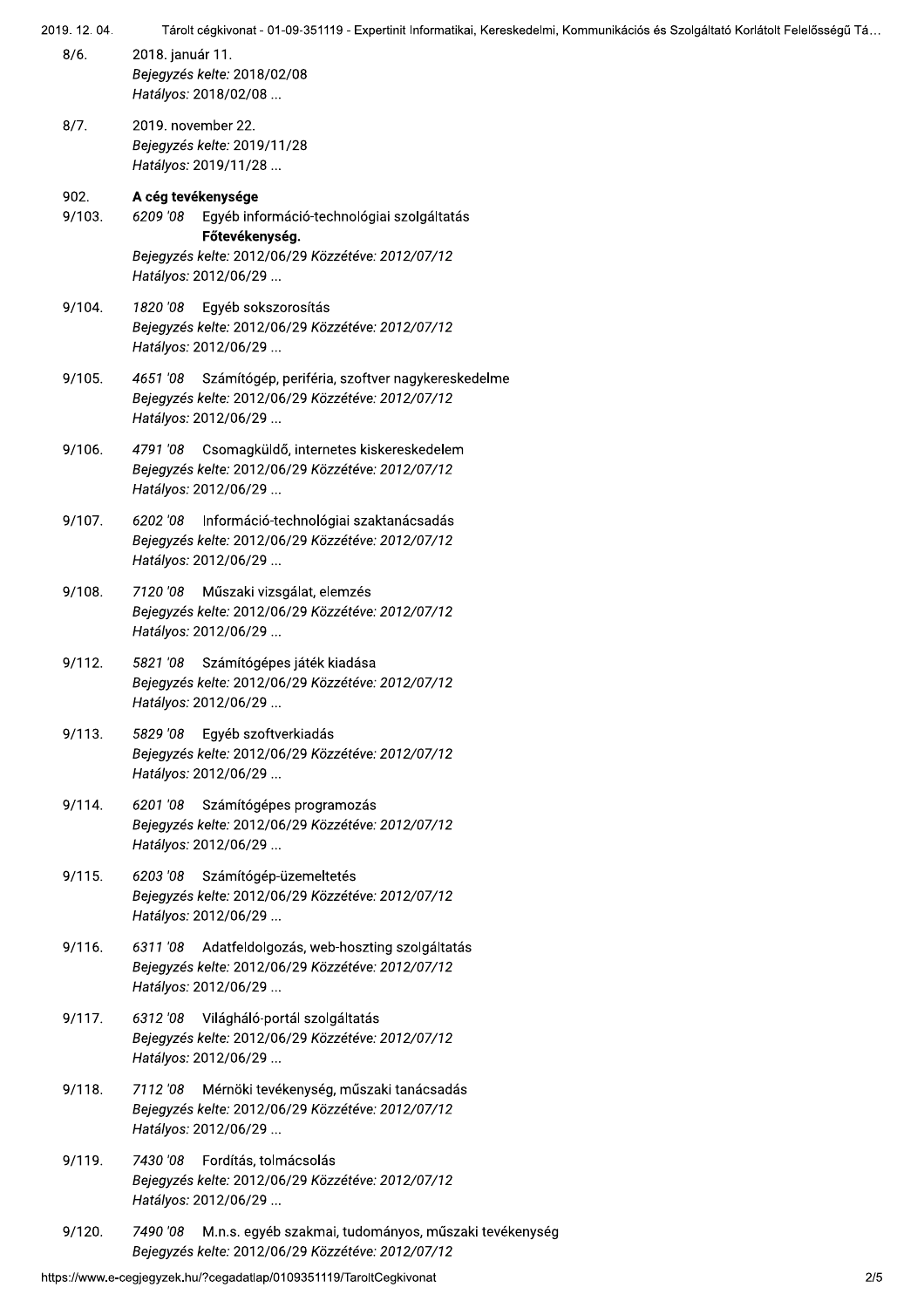8/6. 2018. január 11.
*Bejegyzés kelte:* 2018/02/08
*Hatályos:* 2018/02/08 ...

8/7. 2019. november 22.
*Bejegyzés kelte:* 2019/11/28
*Hatályos:* 2019/11/28 ...

902. **A cég tevékenysége**

9/103. *6209 '08* Egyéb információ-technológiai szolgáltatás
**Főtevékenység.**
*Bejegyzés kelte:* 2012/06/29 *Közzétéve:* 2012/07/12
*Hatályos:* 2012/06/29 ...

9/104. *1820 '08* Egyéb sokszorosítás
*Bejegyzés kelte:* 2012/06/29 *Közzétéve:* 2012/07/12
*Hatályos:* 2012/06/29 ...

9/105. *4651 '08* Számítógép, periféria, szoftver nagykereskedelme
*Bejegyzés kelte:* 2012/06/29 *Közzétéve:* 2012/07/12
*Hatályos:* 2012/06/29 ...

9/106. *4791 '08* Csomagküldő, internetes kiskereskedelem
*Bejegyzés kelte:* 2012/06/29 *Közzétéve:* 2012/07/12
*Hatályos:* 2012/06/29 ...

9/107. *6202 '08* Információ-technológiai szaktanácsadás
*Bejegyzés kelte:* 2012/06/29 *Közzétéve:* 2012/07/12
*Hatályos:* 2012/06/29 ...

9/108. *7120 '08* Műszaki vizsgálat, elemzés
*Bejegyzés kelte:* 2012/06/29 *Közzétéve:* 2012/07/12
*Hatályos:* 2012/06/29 ...

9/112. *5821 '08* Számítógépes játék kiadása
*Bejegyzés kelte:* 2012/06/29 *Közzétéve:* 2012/07/12
*Hatályos:* 2012/06/29 ...

9/113. *5829 '08* Egyéb szoftverkiadás
*Bejegyzés kelte:* 2012/06/29 *Közzétéve:* 2012/07/12
*Hatályos:* 2012/06/29 ...

9/114. *6201 '08* Számítógépes programozás
*Bejegyzés kelte:* 2012/06/29 *Közzétéve:* 2012/07/12
*Hatályos:* 2012/06/29 ...

9/115. *6203 '08* Számítógép-üzemeltetés
*Bejegyzés kelte:* 2012/06/29 *Közzétéve:* 2012/07/12
*Hatályos:* 2012/06/29 ...

9/116. *6311 '08* Adatfeldolgozás, web-hoszting szolgáltatás
*Bejegyzés kelte:* 2012/06/29 *Közzétéve:* 2012/07/12
*Hatályos:* 2012/06/29 ...

9/117. *6312 '08* Világháló-portál szolgáltatás
*Bejegyzés kelte:* 2012/06/29 *Közzétéve:* 2012/07/12
*Hatályos:* 2012/06/29 ...

9/118. *7112 '08* Mérnöki tevékenység, műszaki tanácsadás
*Bejegyzés kelte:* 2012/06/29 *Közzétéve:* 2012/07/12
*Hatályos:* 2012/06/29 ...

9/119. *7430 '08* Fordítás, tolmácsolás
*Bejegyzés kelte:* 2012/06/29 *Közzétéve:* 2012/07/12
*Hatályos:* 2012/06/29 ...

9/120. *7490 '08* M.n.s. egyéb szakmai, tudományos, műszaki tevékenység
*Bejegyzés kelte:* 2012/06/29 *Közzétéve:* 2012/07/12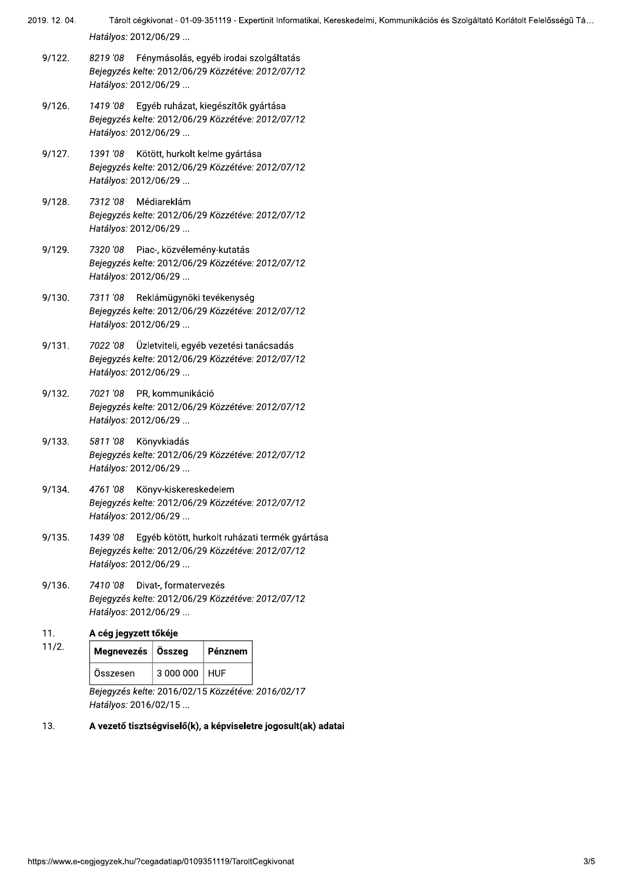*Hatályos: 2012/06/29 ...*

9/122. *8219 '08* Fénymásolás, egyéb irodai szolgáltatás
*Bejegyzés kelte:* 2012/06/29 *Közzétéve: 2012/07/12*
*Hatályos:* 2012/06/29 ...

9/126. *1419 '08* Egyéb ruházat, kiegészítők gyártása
*Bejegyzés kelte:* 2012/06/29 *Közzétéve: 2012/07/12*
*Hatályos:* 2012/06/29 ...

9/127. *1391 '08* Kötött, hurkolt kelme gyártása
*Bejegyzés kelte:* 2012/06/29 *Közzétéve: 2012/07/12*
*Hatályos:* 2012/06/29 ...

9/128. *7312 '08* Médiareklám
*Bejegyzés kelte:* 2012/06/29 *Közzétéve: 2012/07/12*
*Hatályos:* 2012/06/29 ...

9/129. *7320 '08* Piac-, közvélemény-kutatás
*Bejegyzés kelte:* 2012/06/29 *Közzétéve: 2012/07/12*
*Hatályos:* 2012/06/29 ...

9/130. *7311 '08* Reklámügynöki tevékenység
*Bejegyzés kelte:* 2012/06/29 *Közzétéve: 2012/07/12*
*Hatályos:* 2012/06/29 ...

9/131. *7022 '08* Üzletviteli, egyéb vezetési tanácsadás
*Bejegyzés kelte:* 2012/06/29 *Közzétéve: 2012/07/12*
*Hatályos:* 2012/06/29 ...

9/132. *7021 '08* PR, kommunikáció
*Bejegyzés kelte:* 2012/06/29 *Közzétéve: 2012/07/12*
*Hatályos:* 2012/06/29 ...

9/133. *5811 '08* Könyvkiadás
*Bejegyzés kelte:* 2012/06/29 *Közzétéve: 2012/07/12*
*Hatályos:* 2012/06/29 ...

9/134. *4761 '08* Könyv-kiskereskedelem
*Bejegyzés kelte:* 2012/06/29 *Közzétéve: 2012/07/12*
*Hatályos:* 2012/06/29 ...

9/135. *1439 '08* Egyéb kötött, hurkolt ruházati termék gyártása
*Bejegyzés kelte:* 2012/06/29 *Közzétéve: 2012/07/12*
*Hatályos:* 2012/06/29 ...

9/136. *7410 '08* Divat-, formatervezés
*Bejegyzés kelte:* 2012/06/29 *Közzétéve: 2012/07/12*
*Hatályos:* 2012/06/29 ...

11. **A cég jegyzett tőkéje**

11/2.

| Megnevezés | Összeg | Pénznem |
|---|---|---|
| Összesen | 3 000 000 | HUF |

*Bejegyzés kelte:* 2016/02/15 *Közzétéve: 2016/02/17*
*Hatályos:* 2016/02/15 ...

13. **A vezető tisztségviselő(k), a képviseletre jogosult(ak) adatai**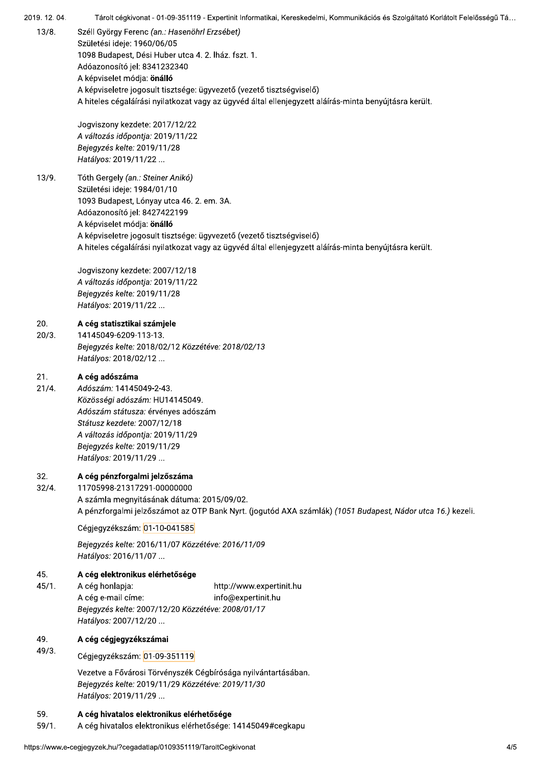13/8. Széll György Ferenc *(an.: Hasenöhrl Erzsébet)*
Születési ideje: 1960/06/05
1098 Budapest, Dési Huber utca 4. 2. lház. fszt. 1.
Adóazonosító jel: 8341232340
A képviselet módja: **önálló**
A képviseletre jogosult tisztsége: ügyvezető (vezető tisztségviselő)
A hiteles cégaláírási nyilatkozat vagy az ügyvéd által ellenjegyzett aláírás-minta benyújtásra került.

Jogviszony kezdete: 2017/12/22
*A változás időpontja:* 2019/11/22
*Bejegyzés kelte:* 2019/11/28
*Hatályos:* 2019/11/22 ...

13/9. Tóth Gergely *(an.: Steiner Anikó)*
Születési ideje: 1984/01/10
1093 Budapest, Lónyay utca 46. 2. em. 3A.
Adóazonosító jel: 8427422199
A képviselet módja: **önálló**
A képviseletre jogosult tisztsége: ügyvezető (vezető tisztségviselő)
A hiteles cégaláírási nyilatkozat vagy az ügyvéd által ellenjegyzett aláírás-minta benyújtásra került.

Jogviszony kezdete: 2007/12/18
*A változás időpontja:* 2019/11/22
*Bejegyzés kelte:* 2019/11/28
*Hatályos:* 2019/11/22 ...

20. **A cég statisztikai számjele**

20/3. 14145049-6209-113-13.
*Bejegyzés kelte:* 2018/02/12 *Közzétéve:* 2018/02/13
*Hatályos:* 2018/02/12 ...

21. **A cég adószáma**

21/4. *Adószám:* 14145049-2-43.
*Közösségi adószám:* HU14145049.
*Adószám státusza:* érvényes adószám
*Státusz kezdete:* 2007/12/18
*A változás időpontja:* 2019/11/29
*Bejegyzés kelte:* 2019/11/29
*Hatályos:* 2019/11/29 ...

32. **A cég pénzforgalmi jelzőszáma**

32/4. 11705998-21317291-00000000
A számla megnyitásának dátuma: 2015/09/02.
A pénzforgalmi jelzőszámot az OTP Bank Nyrt. (jogutód AXA számlák) *(1051 Budapest, Nádor utca 16.)* kezeli.

Cégjegyzékszám: 01-10-041585

*Bejegyzés kelte:* 2016/11/07 *Közzétéve:* 2016/11/09
*Hatályos:* 2016/11/07 ...

45. **A cég elektronikus elérhetősége**

45/1. A cég honlapja: http://www.expertinit.hu
A cég e-mail címe: info@expertinit.hu
*Bejegyzés kelte:* 2007/12/20 *Közzétéve:* 2008/01/17
*Hatályos:* 2007/12/20 ...

49. **A cég cégjegyzékszámai**

49/3. Cégjegyzékszám: 01-09-351119

Vezetve a Fővárosi Törvényszék Cégbírósága nyilvántartásában.
*Bejegyzés kelte:* 2019/11/29 *Közzétéve:* 2019/11/30
*Hatályos:* 2019/11/29 ...

59. **A cég hivatalos elektronikus elérhetősége**

59/1. A cég hivatalos elektronikus elérhetősége: 14145049#cegkapu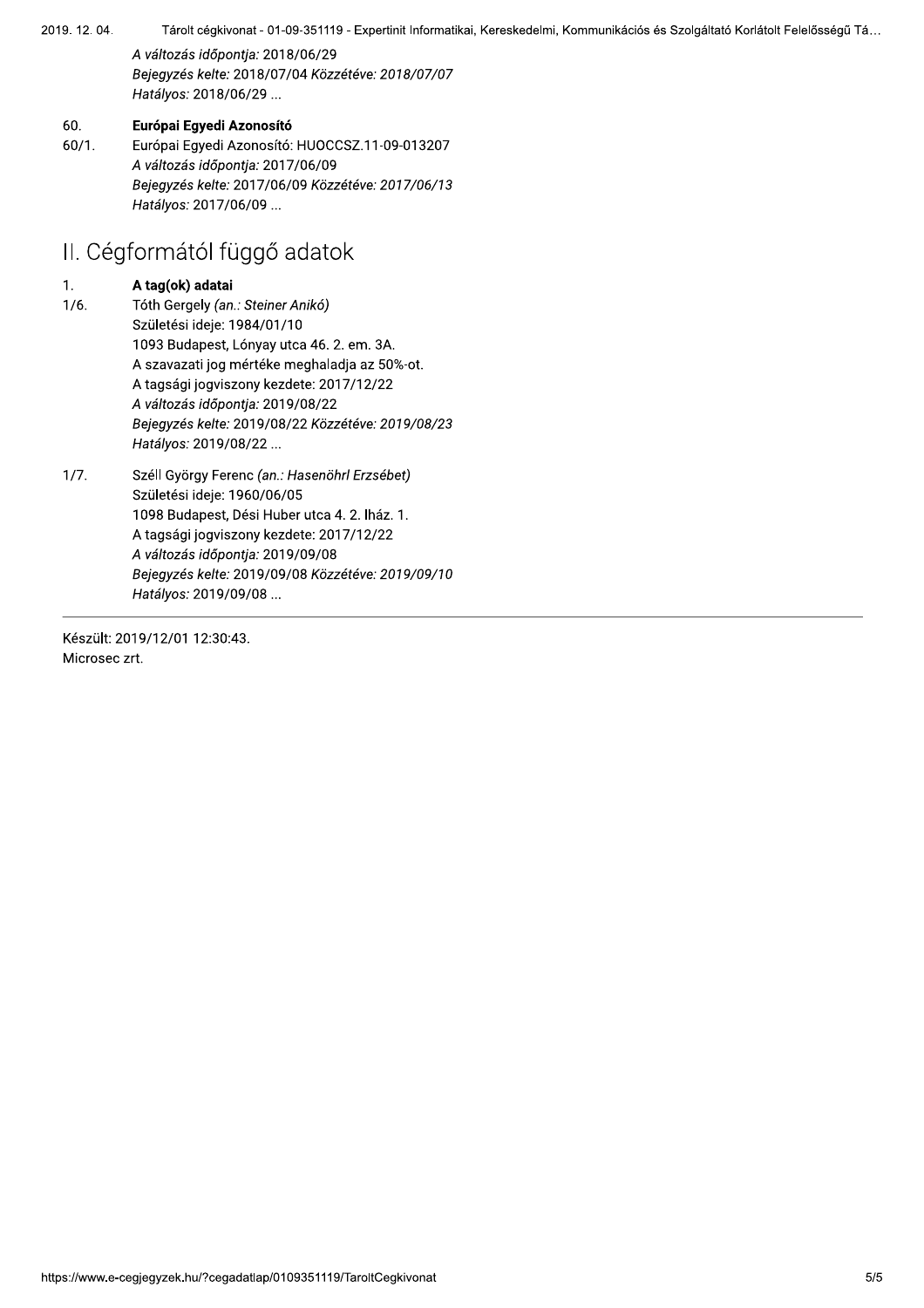*A változás időpontja:* 2018/06/29
*Bejegyzés kelte:* 2018/07/04 *Közzétéve: 2018/07/07*
*Hatályos:* 2018/06/29 ...

60. **Európai Egyedi Azonosító**

60/1. Európai Egyedi Azonosító: HUOCCSZ.11-09-013207
*A változás időpontja:* 2017/06/09
*Bejegyzés kelte:* 2017/06/09 *Közzétéve: 2017/06/13*
*Hatályos:* 2017/06/09 ...

# II. Cégformától függő adatok

1. **A tag(ok) adatai**

1/6. Tóth Gergely *(an.: Steiner Anikó)*
Születési ideje: 1984/01/10
1093 Budapest, Lónyay utca 46. 2. em. 3A.
A szavazati jog mértéke meghaladja az 50%-ot.
A tagsági jogviszony kezdete: 2017/12/22
*A változás időpontja:* 2019/08/22
*Bejegyzés kelte:* 2019/08/22 *Közzétéve: 2019/08/23*
*Hatályos:* 2019/08/22 ...

1/7. Széll György Ferenc *(an.: Hasenöhrl Erzsébet)*
Születési ideje: 1960/06/05
1098 Budapest, Dési Huber utca 4. 2. lház. 1.
A tagsági jogviszony kezdete: 2017/12/22
*A változás időpontja:* 2019/09/08
*Bejegyzés kelte:* 2019/09/08 *Közzétéve: 2019/09/10*
*Hatályos:* 2019/09/08 ...

---

Készült: 2019/12/01 12:30:43.
Microsec zrt.